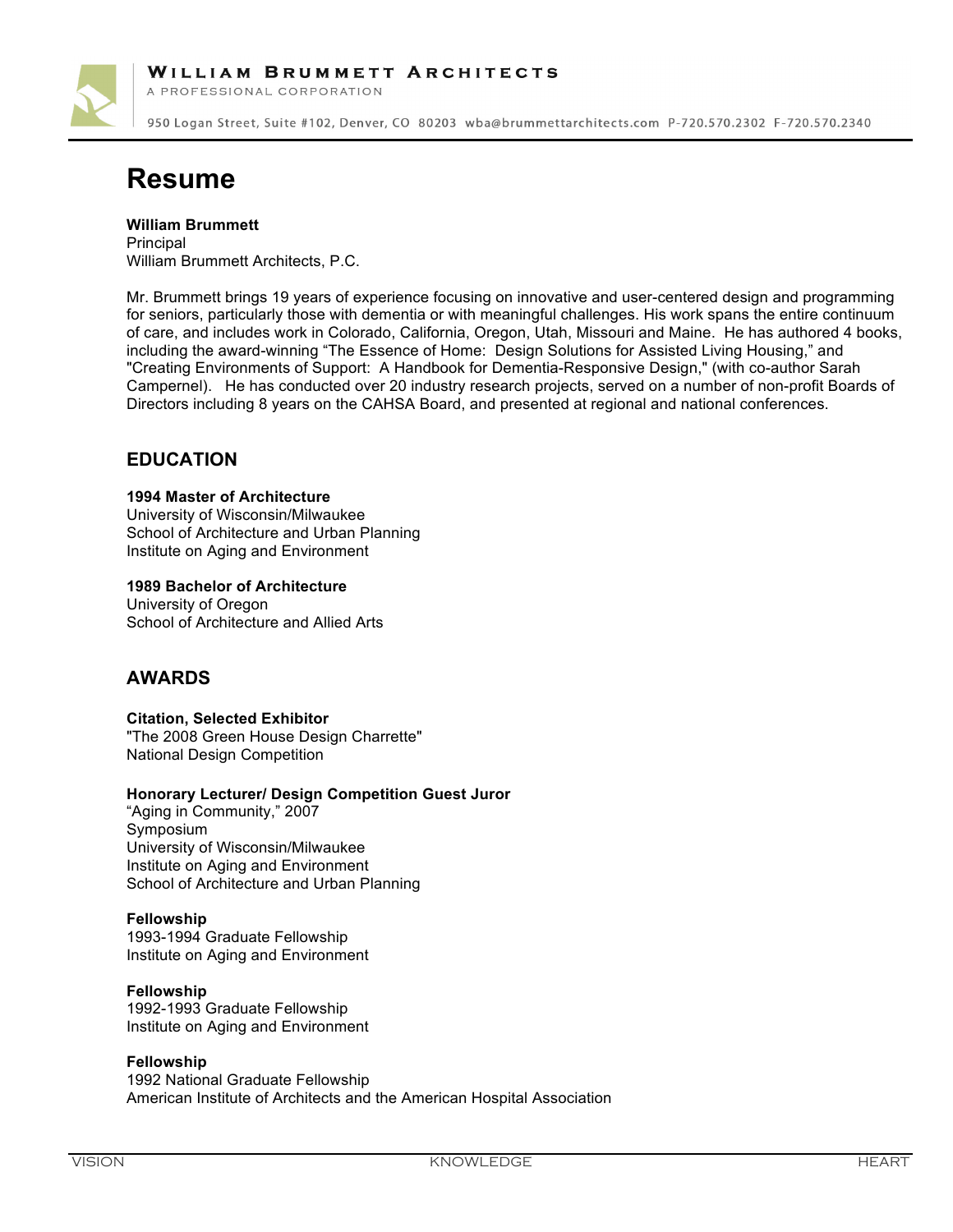**William Brummett Architects**
A PROFESSIONAL CORPORATION

950 Logan Street, Suite #102, Denver, CO 80203 wba@brummettarchitects.com P-720.570.2302 F-720.570.2340

# Resume

**William Brummett**
Principal
William Brummett Architects, P.C.

Mr. Brummett brings 19 years of experience focusing on innovative and user-centered design and programming for seniors, particularly those with dementia or with meaningful challenges. His work spans the entire continuum of care, and includes work in Colorado, California, Oregon, Utah, Missouri and Maine. He has authored 4 books, including the award-winning "The Essence of Home: Design Solutions for Assisted Living Housing," and "Creating Environments of Support: A Handbook for Dementia-Responsive Design," (with co-author Sarah Campernel). He has conducted over 20 industry research projects, served on a number of non-profit Boards of Directors including 8 years on the CAHSA Board, and presented at regional and national conferences.

## EDUCATION

**1994 Master of Architecture**
University of Wisconsin/Milwaukee
School of Architecture and Urban Planning
Institute on Aging and Environment

**1989 Bachelor of Architecture**
University of Oregon
School of Architecture and Allied Arts

## AWARDS

**Citation, Selected Exhibitor**
"The 2008 Green House Design Charrette"
National Design Competition

**Honorary Lecturer/ Design Competition Guest Juror**
"Aging in Community," 2007
Symposium
University of Wisconsin/Milwaukee
Institute on Aging and Environment
School of Architecture and Urban Planning

**Fellowship**
1993-1994 Graduate Fellowship
Institute on Aging and Environment

**Fellowship**
1992-1993 Graduate Fellowship
Institute on Aging and Environment

**Fellowship**
1992 National Graduate Fellowship
American Institute of Architects and the American Hospital Association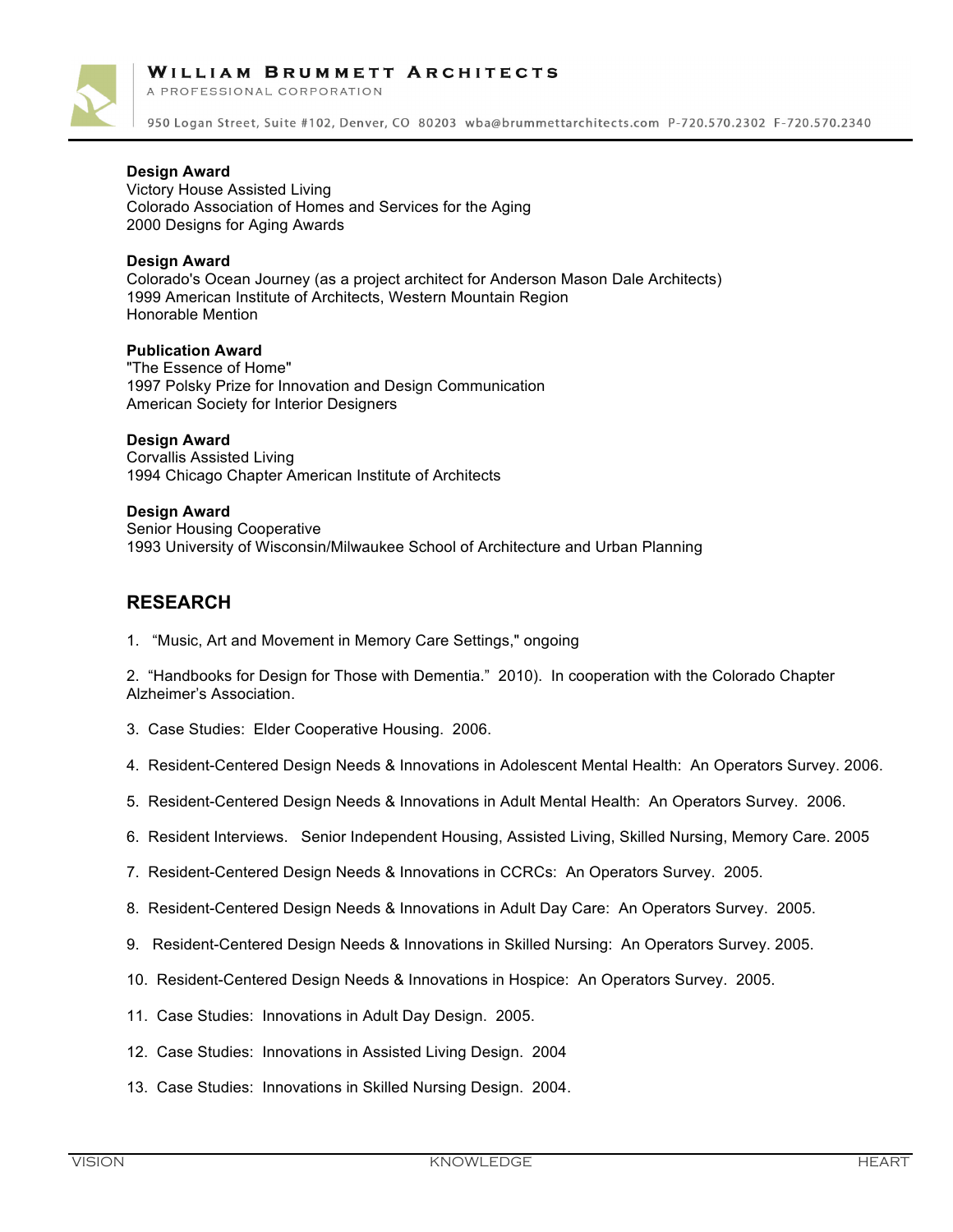**Design Award**
Victory House Assisted Living
Colorado Association of Homes and Services for the Aging
2000 Designs for Aging Awards

**Design Award**
Colorado's Ocean Journey (as a project architect for Anderson Mason Dale Architects)
1999 American Institute of Architects, Western Mountain Region
Honorable Mention

**Publication Award**
"The Essence of Home"
1997 Polsky Prize for Innovation and Design Communication
American Society for Interior Designers

**Design Award**
Corvallis Assisted Living
1994 Chicago Chapter American Institute of Architects

**Design Award**
Senior Housing Cooperative
1993 University of Wisconsin/Milwaukee School of Architecture and Urban Planning

## RESEARCH

1. "Music, Art and Movement in Memory Care Settings," ongoing

2. "Handbooks for Design for Those with Dementia." 2010). In cooperation with the Colorado Chapter Alzheimer's Association.

3. Case Studies: Elder Cooperative Housing. 2006.

4. Resident-Centered Design Needs & Innovations in Adolescent Mental Health: An Operators Survey. 2006.

5. Resident-Centered Design Needs & Innovations in Adult Mental Health: An Operators Survey. 2006.

6. Resident Interviews. Senior Independent Housing, Assisted Living, Skilled Nursing, Memory Care. 2005

7. Resident-Centered Design Needs & Innovations in CCRCs: An Operators Survey. 2005.

8. Resident-Centered Design Needs & Innovations in Adult Day Care: An Operators Survey. 2005.

9. Resident-Centered Design Needs & Innovations in Skilled Nursing: An Operators Survey. 2005.

10. Resident-Centered Design Needs & Innovations in Hospice: An Operators Survey. 2005.

11. Case Studies: Innovations in Adult Day Design. 2005.

12. Case Studies: Innovations in Assisted Living Design. 2004

13. Case Studies: Innovations in Skilled Nursing Design. 2004.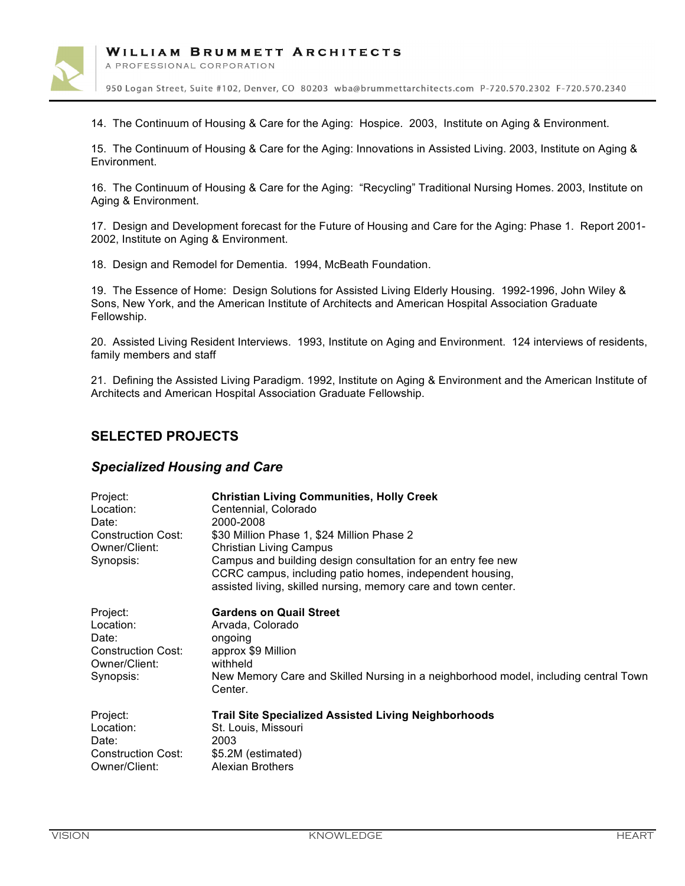14. The Continuum of Housing & Care for the Aging: Hospice. 2003, Institute on Aging & Environment.

15. The Continuum of Housing & Care for the Aging: Innovations in Assisted Living. 2003, Institute on Aging & Environment.

16. The Continuum of Housing & Care for the Aging: "Recycling" Traditional Nursing Homes. 2003, Institute on Aging & Environment.

17. Design and Development forecast for the Future of Housing and Care for the Aging: Phase 1. Report 2001-2002, Institute on Aging & Environment.

18. Design and Remodel for Dementia. 1994, McBeath Foundation.

19. The Essence of Home: Design Solutions for Assisted Living Elderly Housing. 1992-1996, John Wiley & Sons, New York, and the American Institute of Architects and American Hospital Association Graduate Fellowship.

20. Assisted Living Resident Interviews. 1993, Institute on Aging and Environment. 124 interviews of residents, family members and staff

21. Defining the Assisted Living Paradigm. 1992, Institute on Aging & Environment and the American Institute of Architects and American Hospital Association Graduate Fellowship.

## SELECTED PROJECTS

### *Specialized Housing and Care*

| | |
|---|---|
| Project: | **Christian Living Communities, Holly Creek** |
| Location: | Centennial, Colorado |
| Date: | 2000-2008 |
| Construction Cost: | $30 Million Phase 1, $24 Million Phase 2 |
| Owner/Client: | Christian Living Campus |
| Synopsis: | Campus and building design consultation for an entry fee new CCRC campus, including patio homes, independent housing, assisted living, skilled nursing, memory care and town center. |

| | |
|---|---|
| Project: | **Gardens on Quail Street** |
| Location: | Arvada, Colorado |
| Date: | ongoing |
| Construction Cost: | approx $9 Million |
| Owner/Client: | withheld |
| Synopsis: | New Memory Care and Skilled Nursing in a neighborhood model, including central Town Center. |

| | |
|---|---|
| Project: | **Trail Site Specialized Assisted Living Neighborhoods** |
| Location: | St. Louis, Missouri |
| Date: | 2003 |
| Construction Cost: | $5.2M (estimated) |
| Owner/Client: | Alexian Brothers |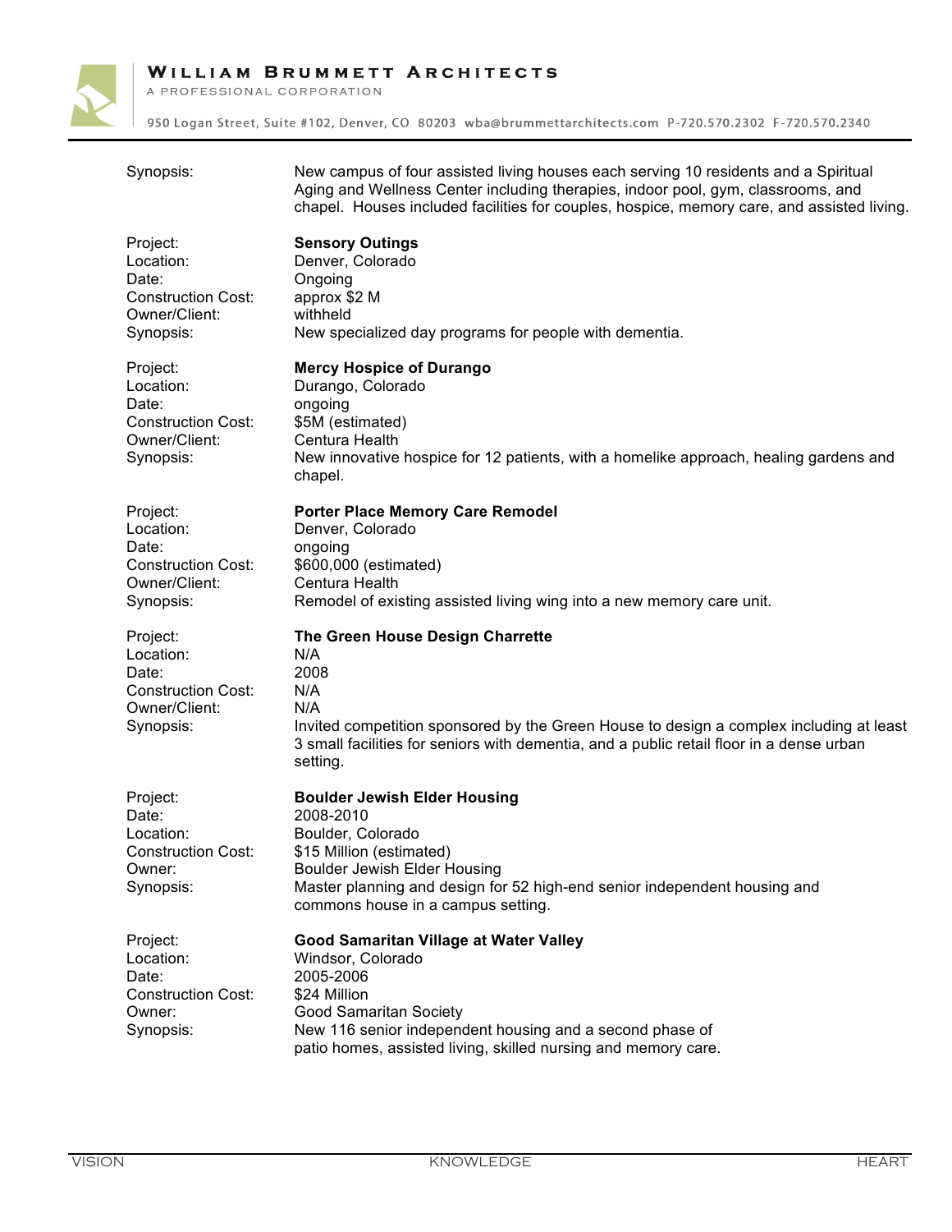| | |
|---|---|
| Synopsis: | New campus of four assisted living houses each serving 10 residents and a Spiritual Aging and Wellness Center including therapies, indoor pool, gym, classrooms, and chapel. Houses included facilities for couples, hospice, memory care, and assisted living. |

| | |
|---|---|
| Project: | **Sensory Outings** |
| Location: | Denver, Colorado |
| Date: | Ongoing |
| Construction Cost: | approx $2 M |
| Owner/Client: | withheld |
| Synopsis: | New specialized day programs for people with dementia. |

| | |
|---|---|
| Project: | **Mercy Hospice of Durango** |
| Location: | Durango, Colorado |
| Date: | ongoing |
| Construction Cost: | $5M (estimated) |
| Owner/Client: | Centura Health |
| Synopsis: | New innovative hospice for 12 patients, with a homelike approach, healing gardens and chapel. |

| | |
|---|---|
| Project: | **Porter Place Memory Care Remodel** |
| Location: | Denver, Colorado |
| Date: | ongoing |
| Construction Cost: | $600,000 (estimated) |
| Owner/Client: | Centura Health |
| Synopsis: | Remodel of existing assisted living wing into a new memory care unit. |

| | |
|---|---|
| Project: | **The Green House Design Charrette** |
| Location: | N/A |
| Date: | 2008 |
| Construction Cost: | N/A |
| Owner/Client: | N/A |
| Synopsis: | Invited competition sponsored by the Green House to design a complex including at least 3 small facilities for seniors with dementia, and a public retail floor in a dense urban setting. |

| | |
|---|---|
| Project: | **Boulder Jewish Elder Housing** |
| Date: | 2008-2010 |
| Location: | Boulder, Colorado |
| Construction Cost: | $15 Million (estimated) |
| Owner: | Boulder Jewish Elder Housing |
| Synopsis: | Master planning and design for 52 high-end senior independent housing and commons house in a campus setting. |

| | |
|---|---|
| Project: | **Good Samaritan Village at Water Valley** |
| Location: | Windsor, Colorado |
| Date: | 2005-2006 |
| Construction Cost: | $24 Million |
| Owner: | Good Samaritan Society |
| Synopsis: | New 116 senior independent housing and a second phase of patio homes, assisted living, skilled nursing and memory care. |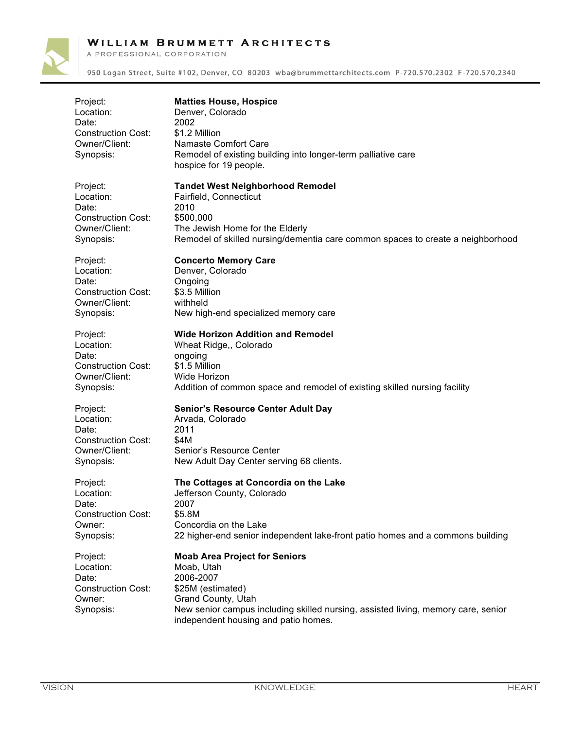| | |
|---|---|
| Project: | **Matties House, Hospice** |
| Location: | Denver, Colorado |
| Date: | 2002 |
| Construction Cost: | $1.2 Million |
| Owner/Client: | Namaste Comfort Care |
| Synopsis: | Remodel of existing building into longer-term palliative care hospice for 19 people. |

| | |
|---|---|
| Project: | **Tandet West Neighborhood Remodel** |
| Location: | Fairfield, Connecticut |
| Date: | 2010 |
| Construction Cost: | $500,000 |
| Owner/Client: | The Jewish Home for the Elderly |
| Synopsis: | Remodel of skilled nursing/dementia care common spaces to create a neighborhood |

| | |
|---|---|
| Project: | **Concerto Memory Care** |
| Location: | Denver, Colorado |
| Date: | Ongoing |
| Construction Cost: | $3.5 Million |
| Owner/Client: | withheld |
| Synopsis: | New high-end specialized memory care |

| | |
|---|---|
| Project: | **Wide Horizon Addition and Remodel** |
| Location: | Wheat Ridge,, Colorado |
| Date: | ongoing |
| Construction Cost: | $1.5 Million |
| Owner/Client: | Wide Horizon |
| Synopsis: | Addition of common space and remodel of existing skilled nursing facility |

| | |
|---|---|
| Project: | **Senior's Resource Center Adult Day** |
| Location: | Arvada, Colorado |
| Date: | 2011 |
| Construction Cost: | $4M |
| Owner/Client: | Senior's Resource Center |
| Synopsis: | New Adult Day Center serving 68 clients. |

| | |
|---|---|
| Project: | **The Cottages at Concordia on the Lake** |
| Location: | Jefferson County, Colorado |
| Date: | 2007 |
| Construction Cost: | $5.8M |
| Owner: | Concordia on the Lake |
| Synopsis: | 22 higher-end senior independent lake-front patio homes and a commons building |

| | |
|---|---|
| Project: | **Moab Area Project for Seniors** |
| Location: | Moab, Utah |
| Date: | 2006-2007 |
| Construction Cost: | $25M (estimated) |
| Owner: | Grand County, Utah |
| Synopsis: | New senior campus including skilled nursing, assisted living, memory care, senior independent housing and patio homes. |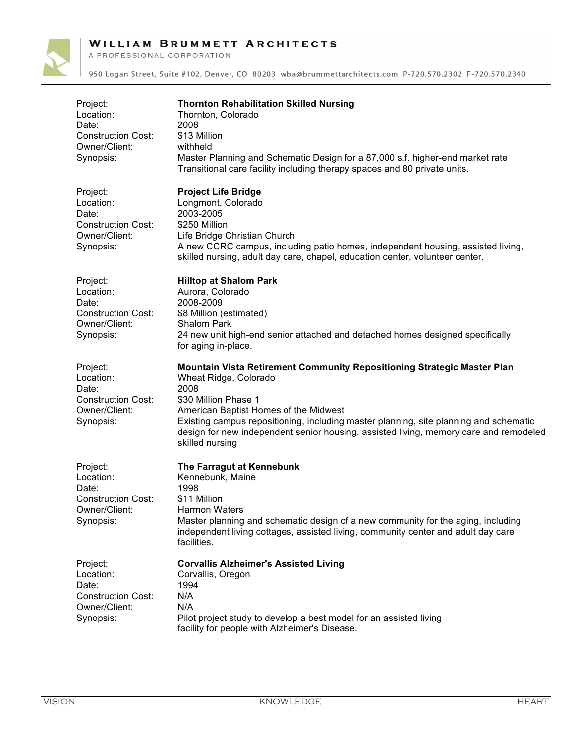| | |
|---|---|
| Project: | **Thornton Rehabilitation Skilled Nursing** |
| Location: | Thornton, Colorado |
| Date: | 2008 |
| Construction Cost: | $13 Million |
| Owner/Client: | withheld |
| Synopsis: | Master Planning and Schematic Design for a 87,000 s.f. higher-end market rate Transitional care facility including therapy spaces and 80 private units. |

| | |
|---|---|
| Project: | **Project Life Bridge** |
| Location: | Longmont, Colorado |
| Date: | 2003-2005 |
| Construction Cost: | $250 Million |
| Owner/Client: | Life Bridge Christian Church |
| Synopsis: | A new CCRC campus, including patio homes, independent housing, assisted living, skilled nursing, adult day care, chapel, education center, volunteer center. |

| | |
|---|---|
| Project: | **Hilltop at Shalom Park** |
| Location: | Aurora, Colorado |
| Date: | 2008-2009 |
| Construction Cost: | $8 Million (estimated) |
| Owner/Client: | Shalom Park |
| Synopsis: | 24 new unit high-end senior attached and detached homes designed specifically for aging in-place. |

| | |
|---|---|
| Project: | **Mountain Vista Retirement Community Repositioning Strategic Master Plan** |
| Location: | Wheat Ridge, Colorado |
| Date: | 2008 |
| Construction Cost: | $30 Million Phase 1 |
| Owner/Client: | American Baptist Homes of the Midwest |
| Synopsis: | Existing campus repositioning, including master planning, site planning and schematic design for new independent senior housing, assisted living, memory care and remodeled skilled nursing |

| | |
|---|---|
| Project: | **The Farragut at Kennebunk** |
| Location: | Kennebunk, Maine |
| Date: | 1998 |
| Construction Cost: | $11 Million |
| Owner/Client: | Harmon Waters |
| Synopsis: | Master planning and schematic design of a new community for the aging, including independent living cottages, assisted living, community center and adult day care facilities. |

| | |
|---|---|
| Project: | **Corvallis Alzheimer's Assisted Living** |
| Location: | Corvallis, Oregon |
| Date: | 1994 |
| Construction Cost: | N/A |
| Owner/Client: | N/A |
| Synopsis: | Pilot project study to develop a best model for an assisted living facility for people with Alzheimer's Disease. |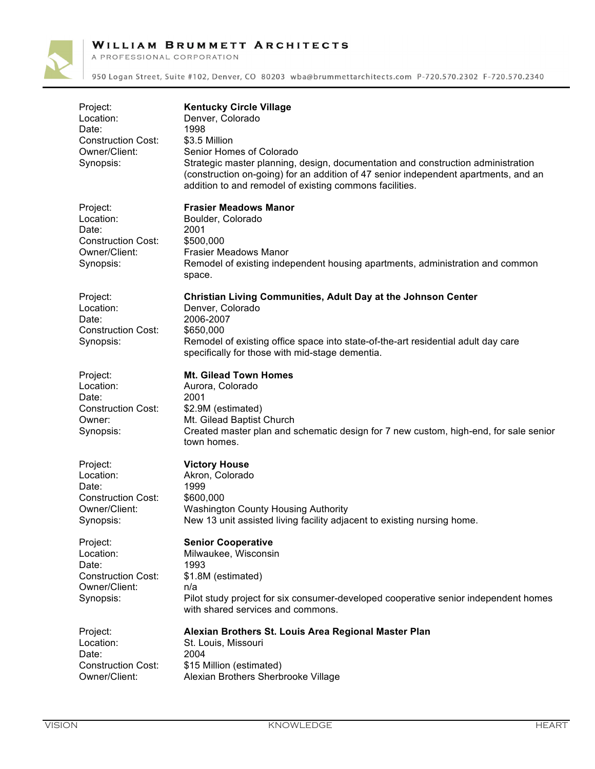| | |
|---|---|
| Project: | **Kentucky Circle Village** |
| Location: | Denver, Colorado |
| Date: | 1998 |
| Construction Cost: | $3.5 Million |
| Owner/Client: | Senior Homes of Colorado |
| Synopsis: | Strategic master planning, design, documentation and construction administration (construction on-going) for an addition of 47 senior independent apartments, and an addition to and remodel of existing commons facilities. |

| | |
|---|---|
| Project: | **Frasier Meadows Manor** |
| Location: | Boulder, Colorado |
| Date: | 2001 |
| Construction Cost: | $500,000 |
| Owner/Client: | Frasier Meadows Manor |
| Synopsis: | Remodel of existing independent housing apartments, administration and common space. |

| | |
|---|---|
| Project: | **Christian Living Communities, Adult Day at the Johnson Center** |
| Location: | Denver, Colorado |
| Date: | 2006-2007 |
| Construction Cost: | $650,000 |
| Synopsis: | Remodel of existing office space into state-of-the-art residential adult day care specifically for those with mid-stage dementia. |

| | |
|---|---|
| Project: | **Mt. Gilead Town Homes** |
| Location: | Aurora, Colorado |
| Date: | 2001 |
| Construction Cost: | $2.9M (estimated) |
| Owner: | Mt. Gilead Baptist Church |
| Synopsis: | Created master plan and schematic design for 7 new custom, high-end, for sale senior town homes. |

| | |
|---|---|
| Project: | **Victory House** |
| Location: | Akron, Colorado |
| Date: | 1999 |
| Construction Cost: | $600,000 |
| Owner/Client: | Washington County Housing Authority |
| Synopsis: | New 13 unit assisted living facility adjacent to existing nursing home. |

| | |
|---|---|
| Project: | **Senior Cooperative** |
| Location: | Milwaukee, Wisconsin |
| Date: | 1993 |
| Construction Cost: | $1.8M (estimated) |
| Owner/Client: | n/a |
| Synopsis: | Pilot study project for six consumer-developed cooperative senior independent homes with shared services and commons. |

| | |
|---|---|
| Project: | **Alexian Brothers St. Louis Area Regional Master Plan** |
| Location: | St. Louis, Missouri |
| Date: | 2004 |
| Construction Cost: | $15 Million (estimated) |
| Owner/Client: | Alexian Brothers Sherbrooke Village |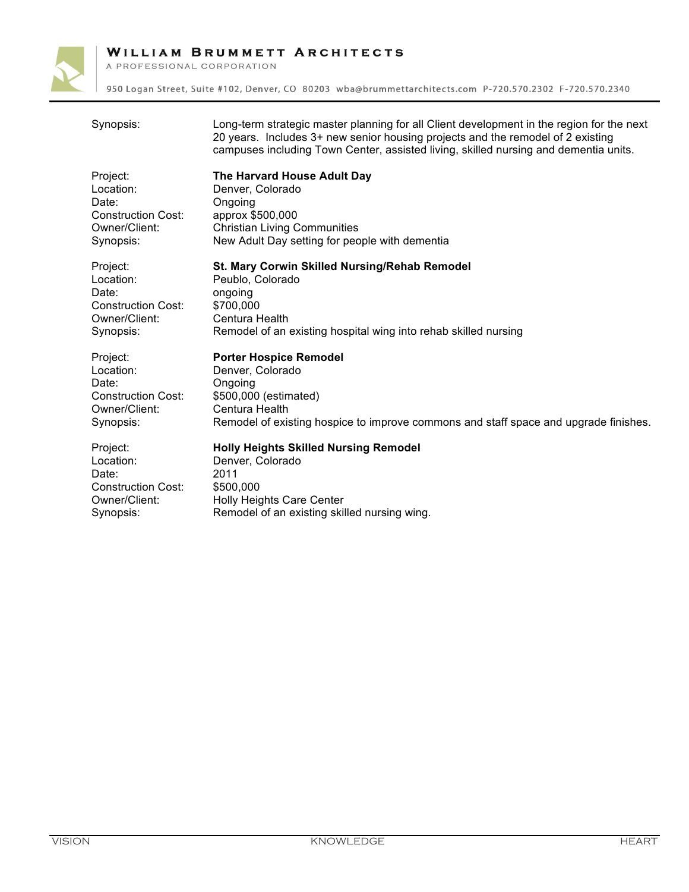| | |
|---|---|
| Synopsis: | Long-term strategic master planning for all Client development in the region for the next 20 years. Includes 3+ new senior housing projects and the remodel of 2 existing campuses including Town Center, assisted living, skilled nursing and dementia units. |

| | |
|---|---|
| Project: | **The Harvard House Adult Day** |
| Location: | Denver, Colorado |
| Date: | Ongoing |
| Construction Cost: | approx $500,000 |
| Owner/Client: | Christian Living Communities |
| Synopsis: | New Adult Day setting for people with dementia |

| | |
|---|---|
| Project: | **St. Mary Corwin Skilled Nursing/Rehab Remodel** |
| Location: | Peublo, Colorado |
| Date: | ongoing |
| Construction Cost: | $700,000 |
| Owner/Client: | Centura Health |
| Synopsis: | Remodel of an existing hospital wing into rehab skilled nursing |

| | |
|---|---|
| Project: | **Porter Hospice Remodel** |
| Location: | Denver, Colorado |
| Date: | Ongoing |
| Construction Cost: | $500,000 (estimated) |
| Owner/Client: | Centura Health |
| Synopsis: | Remodel of existing hospice to improve commons and staff space and upgrade finishes. |

| | |
|---|---|
| Project: | **Holly Heights Skilled Nursing Remodel** |
| Location: | Denver, Colorado |
| Date: | 2011 |
| Construction Cost: | $500,000 |
| Owner/Client: | Holly Heights Care Center |
| Synopsis: | Remodel of an existing skilled nursing wing. |